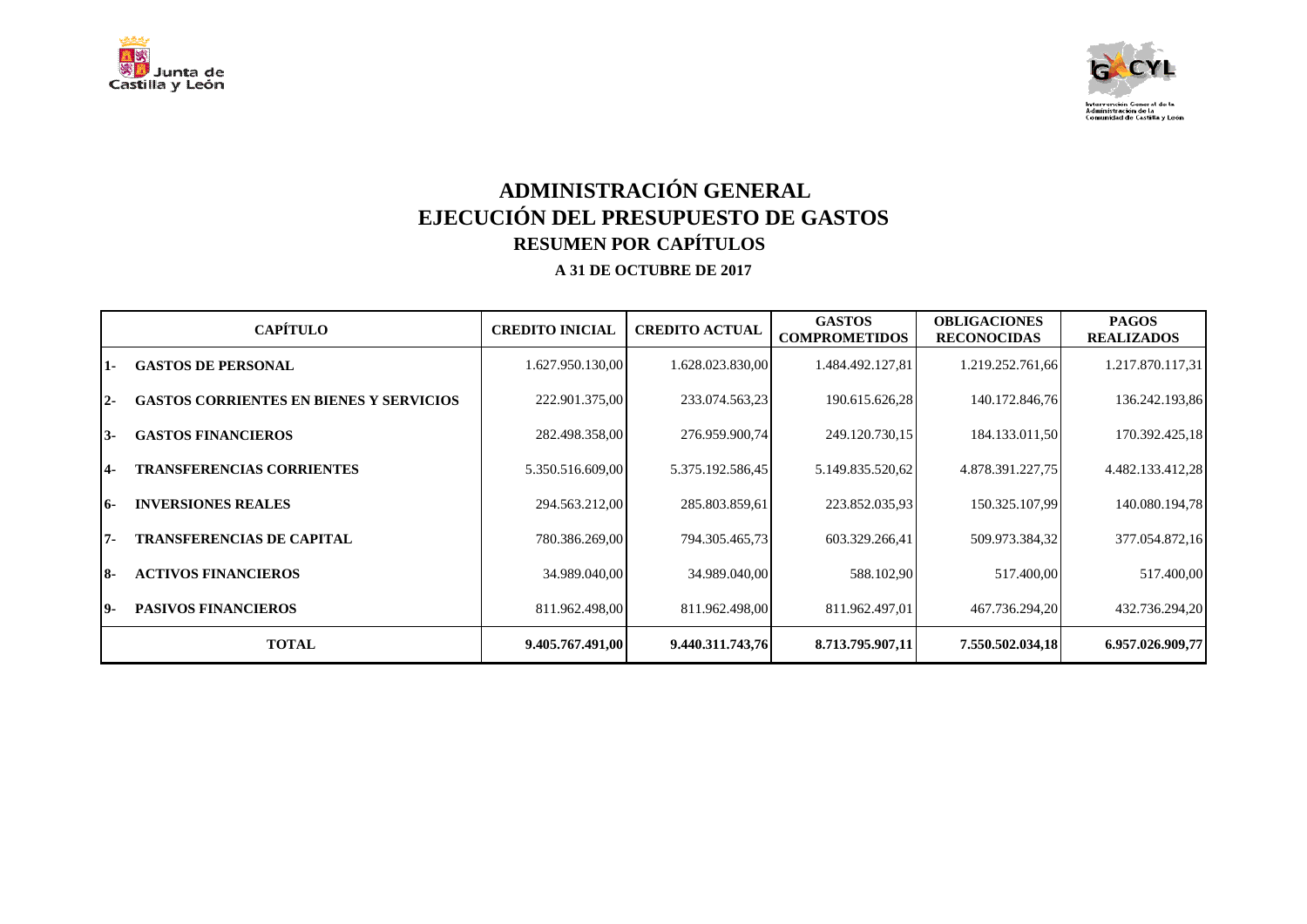# ADMINISTRACIÓN GENERAL
# EJECUCIÓN DEL PRESUPUESTO DE GASTOS
## RESUMEN POR CAPÍTULOS
### A 31 DE OCTUBRE DE 2017

| CAPÍTULO | CREDITO INICIAL | CREDITO ACTUAL | GASTOS COMPROMETIDOS | OBLIGACIONES RECONOCIDAS | PAGOS REALIZADOS |
|---|---|---|---|---|---|
| 1- GASTOS DE PERSONAL | 1.627.950.130,00 | 1.628.023.830,00 | 1.484.492.127,81 | 1.219.252.761,66 | 1.217.870.117,31 |
| 2- GASTOS CORRIENTES EN BIENES Y SERVICIOS | 222.901.375,00 | 233.074.563,23 | 190.615.626,28 | 140.172.846,76 | 136.242.193,86 |
| 3- GASTOS FINANCIEROS | 282.498.358,00 | 276.959.900,74 | 249.120.730,15 | 184.133.011,50 | 170.392.425,18 |
| 4- TRANSFERENCIAS CORRIENTES | 5.350.516.609,00 | 5.375.192.586,45 | 5.149.835.520,62 | 4.878.391.227,75 | 4.482.133.412,28 |
| 6- INVERSIONES REALES | 294.563.212,00 | 285.803.859,61 | 223.852.035,93 | 150.325.107,99 | 140.080.194,78 |
| 7- TRANSFERENCIAS DE CAPITAL | 780.386.269,00 | 794.305.465,73 | 603.329.266,41 | 509.973.384,32 | 377.054.872,16 |
| 8- ACTIVOS FINANCIEROS | 34.989.040,00 | 34.989.040,00 | 588.102,90 | 517.400,00 | 517.400,00 |
| 9- PASIVOS FINANCIEROS | 811.962.498,00 | 811.962.498,00 | 811.962.497,01 | 467.736.294,20 | 432.736.294,20 |
| **TOTAL** | **9.405.767.491,00** | **9.440.311.743,76** | **8.713.795.907,11** | **7.550.502.034,18** | **6.957.026.909,77** |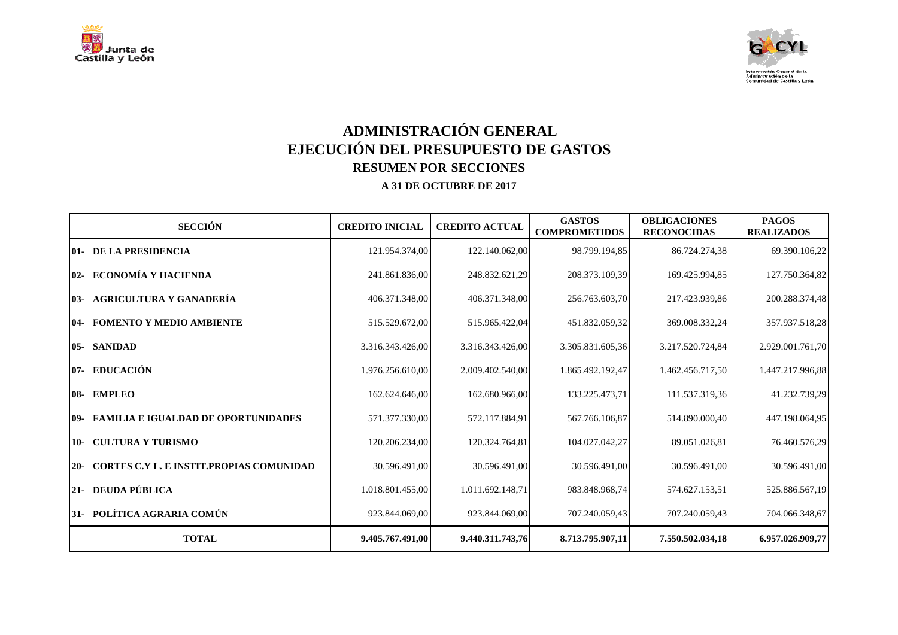# ADMINISTRACIÓN GENERAL
# EJECUCIÓN DEL PRESUPUESTO DE GASTOS
## RESUMEN POR SECCIONES
### A 31 DE OCTUBRE DE 2017

| SECCIÓN | CREDITO INICIAL | CREDITO ACTUAL | GASTOS COMPROMETIDOS | OBLIGACIONES RECONOCIDAS | PAGOS REALIZADOS |
|---|---|---|---|---|---|
| **01- DE LA PRESIDENCIA** | 121.954.374,00 | 122.140.062,00 | 98.799.194,85 | 86.724.274,38 | 69.390.106,22 |
| **02- ECONOMÍA Y HACIENDA** | 241.861.836,00 | 248.832.621,29 | 208.373.109,39 | 169.425.994,85 | 127.750.364,82 |
| **03- AGRICULTURA Y GANADERÍA** | 406.371.348,00 | 406.371.348,00 | 256.763.603,70 | 217.423.939,86 | 200.288.374,48 |
| **04- FOMENTO Y MEDIO AMBIENTE** | 515.529.672,00 | 515.965.422,04 | 451.832.059,32 | 369.008.332,24 | 357.937.518,28 |
| **05- SANIDAD** | 3.316.343.426,00 | 3.316.343.426,00 | 3.305.831.605,36 | 3.217.520.724,84 | 2.929.001.761,70 |
| **07- EDUCACIÓN** | 1.976.256.610,00 | 2.009.402.540,00 | 1.865.492.192,47 | 1.462.456.717,50 | 1.447.217.996,88 |
| **08- EMPLEO** | 162.624.646,00 | 162.680.966,00 | 133.225.473,71 | 111.537.319,36 | 41.232.739,29 |
| **09- FAMILIA E IGUALDAD DE OPORTUNIDADES** | 571.377.330,00 | 572.117.884,91 | 567.766.106,87 | 514.890.000,40 | 447.198.064,95 |
| **10- CULTURA Y TURISMO** | 120.206.234,00 | 120.324.764,81 | 104.027.042,27 | 89.051.026,81 | 76.460.576,29 |
| **20- CORTES C.Y L. E INSTIT.PROPIAS COMUNIDAD** | 30.596.491,00 | 30.596.491,00 | 30.596.491,00 | 30.596.491,00 | 30.596.491,00 |
| **21- DEUDA PÚBLICA** | 1.018.801.455,00 | 1.011.692.148,71 | 983.848.968,74 | 574.627.153,51 | 525.886.567,19 |
| **31- POLÍTICA AGRARIA COMÚN** | 923.844.069,00 | 923.844.069,00 | 707.240.059,43 | 707.240.059,43 | 704.066.348,67 |
| **TOTAL** | **9.405.767.491,00** | **9.440.311.743,76** | **8.713.795.907,11** | **7.550.502.034,18** | **6.957.026.909,77** |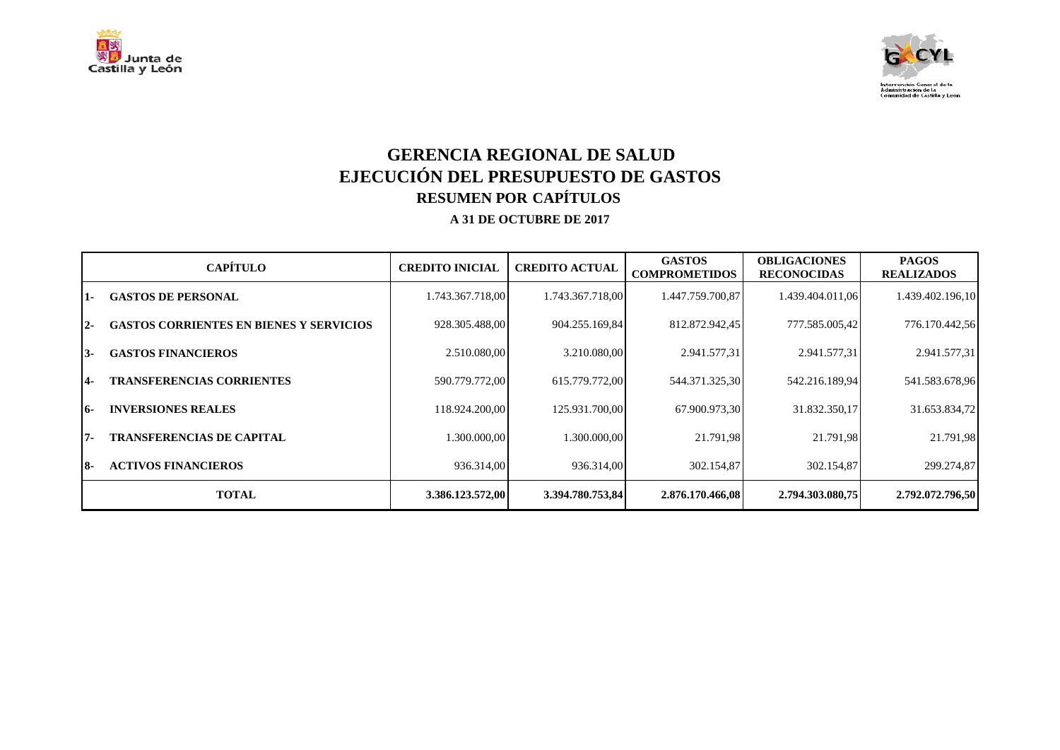# GERENCIA REGIONAL DE SALUD
## EJECUCIÓN DEL PRESUPUESTO DE GASTOS
### RESUMEN POR CAPÍTULOS

**A 31 DE OCTUBRE DE 2017**

| CAPÍTULO | CREDITO INICIAL | CREDITO ACTUAL | GASTOS COMPROMETIDOS | OBLIGACIONES RECONOCIDAS | PAGOS REALIZADOS |
|---|---|---|---|---|---|
| 1- GASTOS DE PERSONAL | 1.743.367.718,00 | 1.743.367.718,00 | 1.447.759.700,87 | 1.439.404.011,06 | 1.439.402.196,10 |
| 2- GASTOS CORRIENTES EN BIENES Y SERVICIOS | 928.305.488,00 | 904.255.169,84 | 812.872.942,45 | 777.585.005,42 | 776.170.442,56 |
| 3- GASTOS FINANCIEROS | 2.510.080,00 | 3.210.080,00 | 2.941.577,31 | 2.941.577,31 | 2.941.577,31 |
| 4- TRANSFERENCIAS CORRIENTES | 590.779.772,00 | 615.779.772,00 | 544.371.325,30 | 542.216.189,94 | 541.583.678,96 |
| 6- INVERSIONES REALES | 118.924.200,00 | 125.931.700,00 | 67.900.973,30 | 31.832.350,17 | 31.653.834,72 |
| 7- TRANSFERENCIAS DE CAPITAL | 1.300.000,00 | 1.300.000,00 | 21.791,98 | 21.791,98 | 21.791,98 |
| 8- ACTIVOS FINANCIEROS | 936.314,00 | 936.314,00 | 302.154,87 | 302.154,87 | 299.274,87 |
| **TOTAL** | **3.386.123.572,00** | **3.394.780.753,84** | **2.876.170.466,08** | **2.794.303.080,75** | **2.792.072.796,50** |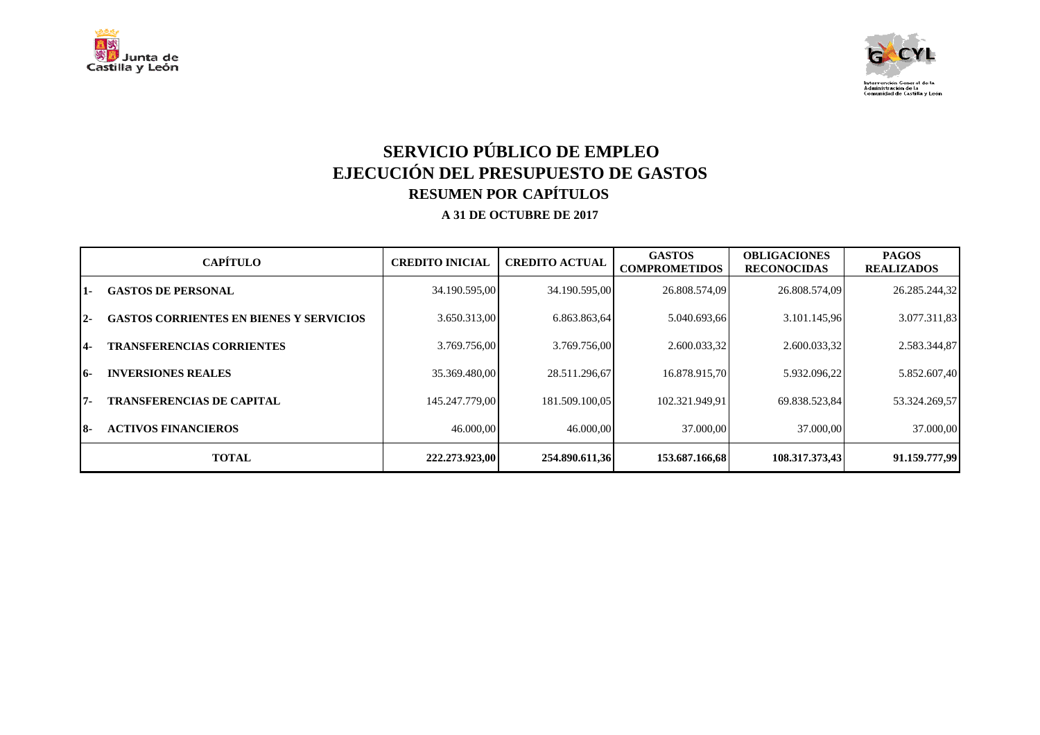# SERVICIO PÚBLICO DE EMPLEO
# EJECUCIÓN DEL PRESUPUESTO DE GASTOS
## RESUMEN POR CAPÍTULOS
### A 31 DE OCTUBRE DE 2017

| CAPÍTULO | | CREDITO INICIAL | CREDITO ACTUAL | GASTOS COMPROMETIDOS | OBLIGACIONES RECONOCIDAS | PAGOS REALIZADOS |
|---|---|---|---|---|---|---|
| 1- | GASTOS DE PERSONAL | 34.190.595,00 | 34.190.595,00 | 26.808.574,09 | 26.808.574,09 | 26.285.244,32 |
| 2- | GASTOS CORRIENTES EN BIENES Y SERVICIOS | 3.650.313,00 | 6.863.863,64 | 5.040.693,66 | 3.101.145,96 | 3.077.311,83 |
| 4- | TRANSFERENCIAS CORRIENTES | 3.769.756,00 | 3.769.756,00 | 2.600.033,32 | 2.600.033,32 | 2.583.344,87 |
| 6- | INVERSIONES REALES | 35.369.480,00 | 28.511.296,67 | 16.878.915,70 | 5.932.096,22 | 5.852.607,40 |
| 7- | TRANSFERENCIAS DE CAPITAL | 145.247.779,00 | 181.509.100,05 | 102.321.949,91 | 69.838.523,84 | 53.324.269,57 |
| 8- | ACTIVOS FINANCIEROS | 46.000,00 | 46.000,00 | 37.000,00 | 37.000,00 | 37.000,00 |
| **TOTAL** | | **222.273.923,00** | **254.890.611,36** | **153.687.166,68** | **108.317.373,43** | **91.159.777,99** |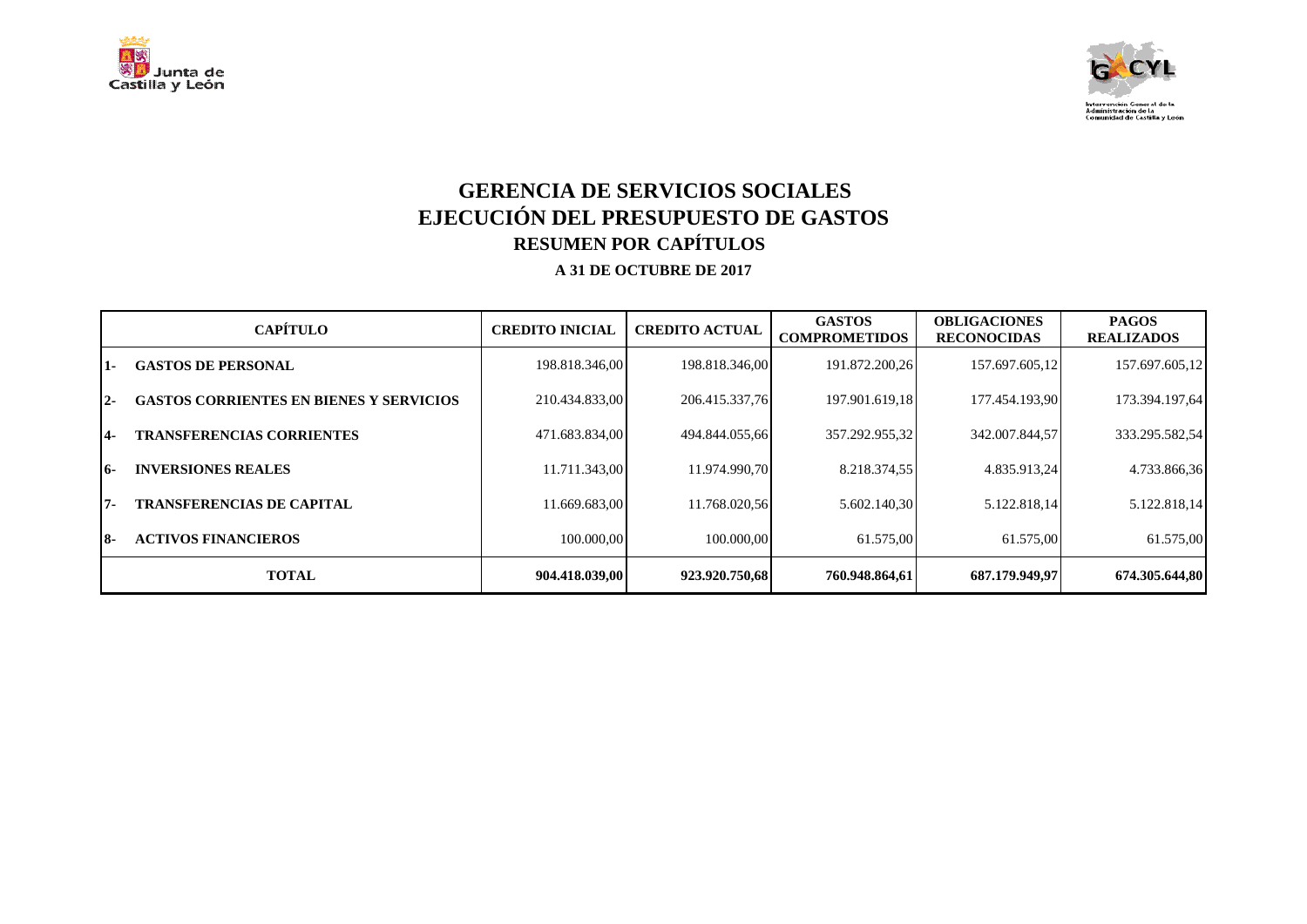# GERENCIA DE SERVICIOS SOCIALES
# EJECUCIÓN DEL PRESUPUESTO DE GASTOS
## RESUMEN POR CAPÍTULOS
### A 31 DE OCTUBRE DE 2017

| | CAPÍTULO | CREDITO INICIAL | CREDITO ACTUAL | GASTOS COMPROMETIDOS | OBLIGACIONES RECONOCIDAS | PAGOS REALIZADOS |
|---|---|---|---|---|---|---|
| 1- | GASTOS DE PERSONAL | 198.818.346,00 | 198.818.346,00 | 191.872.200,26 | 157.697.605,12 | 157.697.605,12 |
| 2- | GASTOS CORRIENTES EN BIENES Y SERVICIOS | 210.434.833,00 | 206.415.337,76 | 197.901.619,18 | 177.454.193,90 | 173.394.197,64 |
| 4- | TRANSFERENCIAS CORRIENTES | 471.683.834,00 | 494.844.055,66 | 357.292.955,32 | 342.007.844,57 | 333.295.582,54 |
| 6- | INVERSIONES REALES | 11.711.343,00 | 11.974.990,70 | 8.218.374,55 | 4.835.913,24 | 4.733.866,36 |
| 7- | TRANSFERENCIAS DE CAPITAL | 11.669.683,00 | 11.768.020,56 | 5.602.140,30 | 5.122.818,14 | 5.122.818,14 |
| 8- | ACTIVOS FINANCIEROS | 100.000,00 | 100.000,00 | 61.575,00 | 61.575,00 | 61.575,00 |
| | **TOTAL** | **904.418.039,00** | **923.920.750,68** | **760.948.864,61** | **687.179.949,97** | **674.305.644,80** |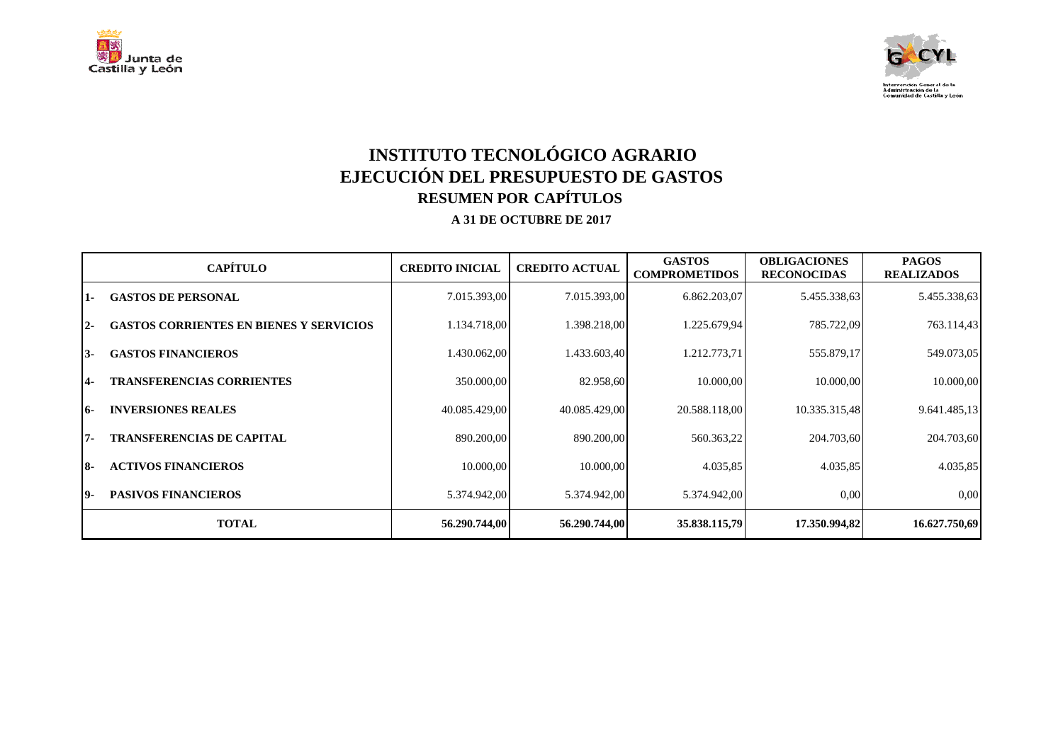# INSTITUTO TECNOLÓGICO AGRARIO
# EJECUCIÓN DEL PRESUPUESTO DE GASTOS
## RESUMEN POR CAPÍTULOS
### A 31 DE OCTUBRE DE 2017

| | CAPÍTULO | CREDITO INICIAL | CREDITO ACTUAL | GASTOS COMPROMETIDOS | OBLIGACIONES RECONOCIDAS | PAGOS REALIZADOS |
|---|---|---|---|---|---|---|
| 1- | GASTOS DE PERSONAL | 7.015.393,00 | 7.015.393,00 | 6.862.203,07 | 5.455.338,63 | 5.455.338,63 |
| 2- | GASTOS CORRIENTES EN BIENES Y SERVICIOS | 1.134.718,00 | 1.398.218,00 | 1.225.679,94 | 785.722,09 | 763.114,43 |
| 3- | GASTOS FINANCIEROS | 1.430.062,00 | 1.433.603,40 | 1.212.773,71 | 555.879,17 | 549.073,05 |
| 4- | TRANSFERENCIAS CORRIENTES | 350.000,00 | 82.958,60 | 10.000,00 | 10.000,00 | 10.000,00 |
| 6- | INVERSIONES REALES | 40.085.429,00 | 40.085.429,00 | 20.588.118,00 | 10.335.315,48 | 9.641.485,13 |
| 7- | TRANSFERENCIAS DE CAPITAL | 890.200,00 | 890.200,00 | 560.363,22 | 204.703,60 | 204.703,60 |
| 8- | ACTIVOS FINANCIEROS | 10.000,00 | 10.000,00 | 4.035,85 | 4.035,85 | 4.035,85 |
| 9- | PASIVOS FINANCIEROS | 5.374.942,00 | 5.374.942,00 | 5.374.942,00 | 0,00 | 0,00 |
| | **TOTAL** | **56.290.744,00** | **56.290.744,00** | **35.838.115,79** | **17.350.994,82** | **16.627.750,69** |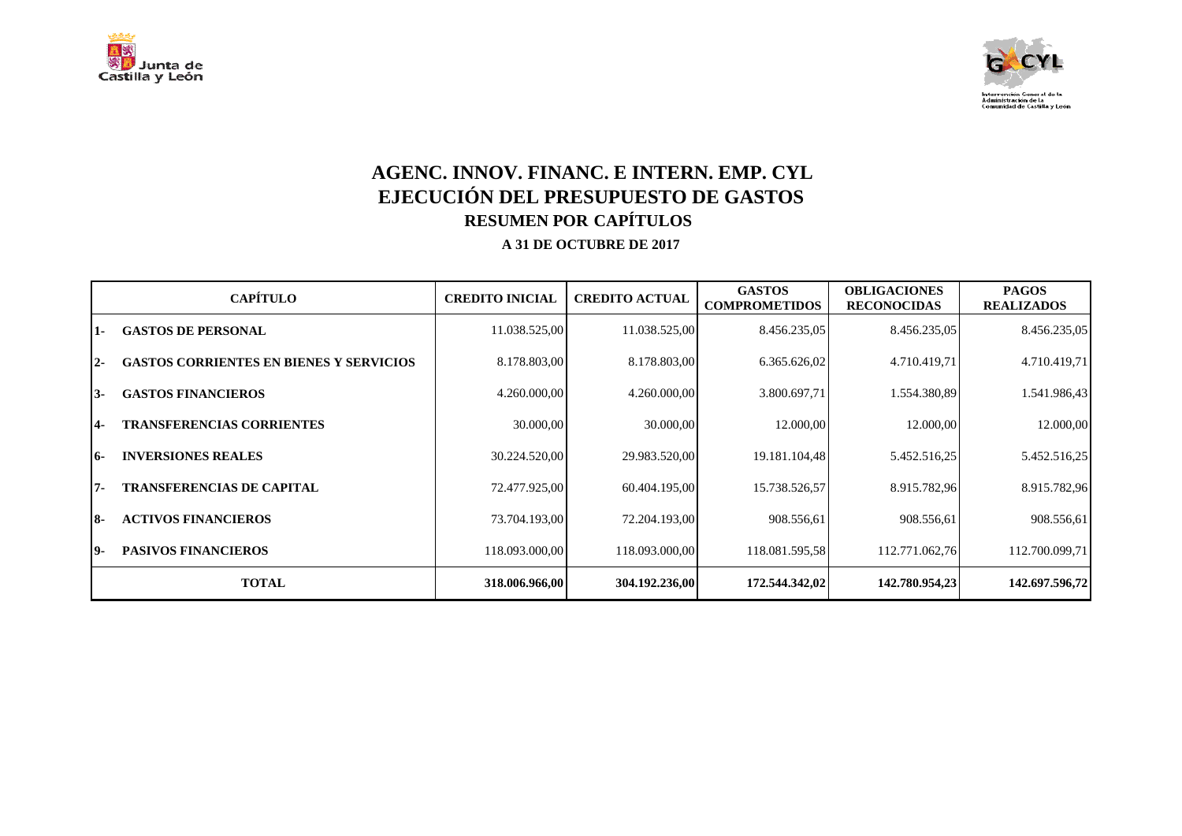# AGENC. INNOV. FINANC. E INTERN. EMP. CYL

## EJECUCIÓN DEL PRESUPUESTO DE GASTOS

### RESUMEN POR CAPÍTULOS

**A 31 DE OCTUBRE DE 2017**

| CAPÍTULO | | CREDITO INICIAL | CREDITO ACTUAL | GASTOS COMPROMETIDOS | OBLIGACIONES RECONOCIDAS | PAGOS REALIZADOS |
|---|---|---|---|---|---|---|
| 1- | GASTOS DE PERSONAL | 11.038.525,00 | 11.038.525,00 | 8.456.235,05 | 8.456.235,05 | 8.456.235,05 |
| 2- | GASTOS CORRIENTES EN BIENES Y SERVICIOS | 8.178.803,00 | 8.178.803,00 | 6.365.626,02 | 4.710.419,71 | 4.710.419,71 |
| 3- | GASTOS FINANCIEROS | 4.260.000,00 | 4.260.000,00 | 3.800.697,71 | 1.554.380,89 | 1.541.986,43 |
| 4- | TRANSFERENCIAS CORRIENTES | 30.000,00 | 30.000,00 | 12.000,00 | 12.000,00 | 12.000,00 |
| 6- | INVERSIONES REALES | 30.224.520,00 | 29.983.520,00 | 19.181.104,48 | 5.452.516,25 | 5.452.516,25 |
| 7- | TRANSFERENCIAS DE CAPITAL | 72.477.925,00 | 60.404.195,00 | 15.738.526,57 | 8.915.782,96 | 8.915.782,96 |
| 8- | ACTIVOS FINANCIEROS | 73.704.193,00 | 72.204.193,00 | 908.556,61 | 908.556,61 | 908.556,61 |
| 9- | PASIVOS FINANCIEROS | 118.093.000,00 | 118.093.000,00 | 118.081.595,58 | 112.771.062,76 | 112.700.099,71 |
| **TOTAL** | | **318.006.966,00** | **304.192.236,00** | **172.544.342,02** | **142.780.954,23** | **142.697.596,72** |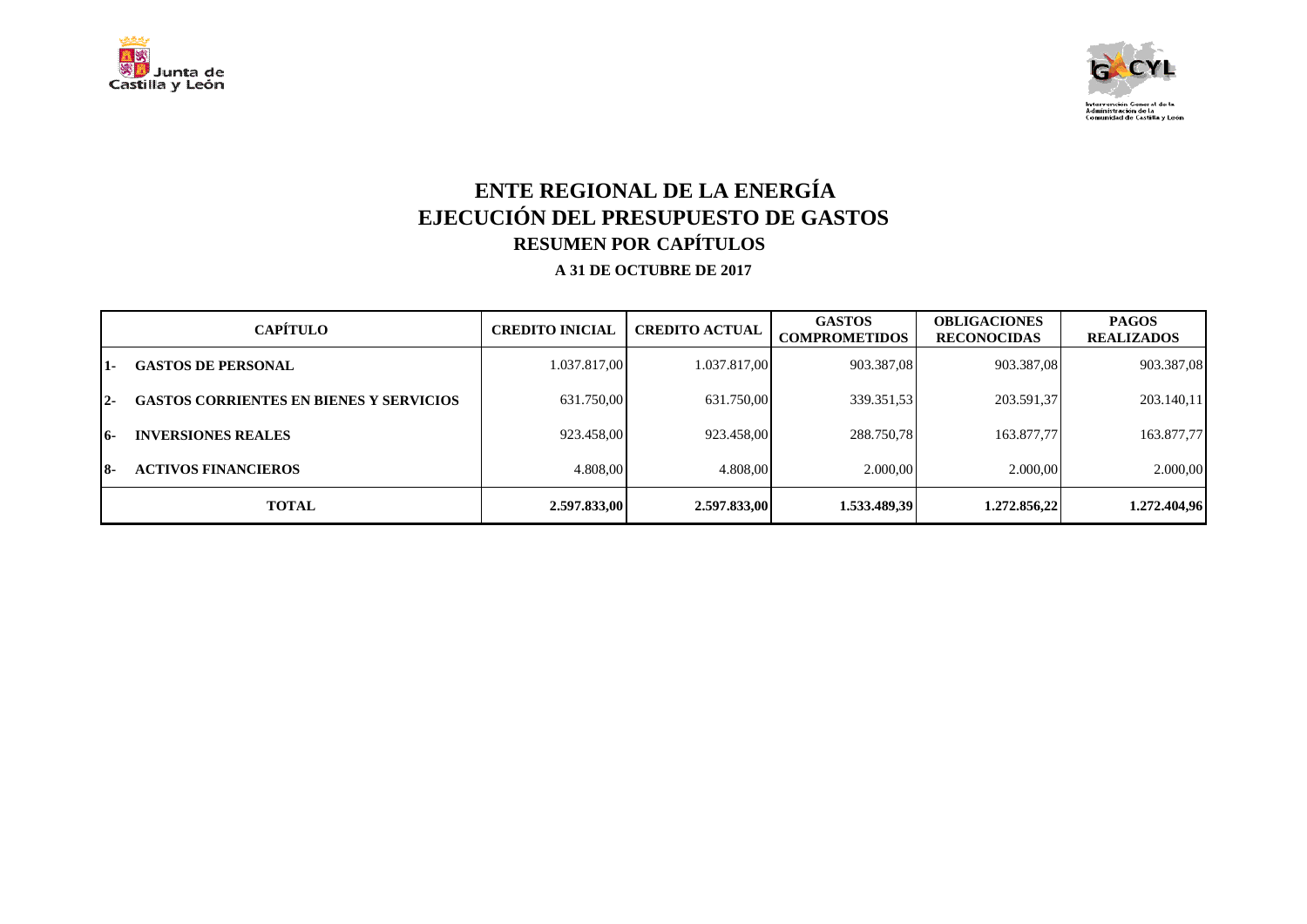# ENTE REGIONAL DE LA ENERGÍA
# EJECUCIÓN DEL PRESUPUESTO DE GASTOS
## RESUMEN POR CAPÍTULOS

**A 31 DE OCTUBRE DE 2017**

| CAPÍTULO | | CREDITO INICIAL | CREDITO ACTUAL | GASTOS COMPROMETIDOS | OBLIGACIONES RECONOCIDAS | PAGOS REALIZADOS |
|---|---|---|---|---|---|---|
| 1- | GASTOS DE PERSONAL | 1.037.817,00 | 1.037.817,00 | 903.387,08 | 903.387,08 | 903.387,08 |
| 2- | GASTOS CORRIENTES EN BIENES Y SERVICIOS | 631.750,00 | 631.750,00 | 339.351,53 | 203.591,37 | 203.140,11 |
| 6- | INVERSIONES REALES | 923.458,00 | 923.458,00 | 288.750,78 | 163.877,77 | 163.877,77 |
| 8- | ACTIVOS FINANCIEROS | 4.808,00 | 4.808,00 | 2.000,00 | 2.000,00 | 2.000,00 |
| **TOTAL** | | **2.597.833,00** | **2.597.833,00** | **1.533.489,39** | **1.272.856,22** | **1.272.404,96** |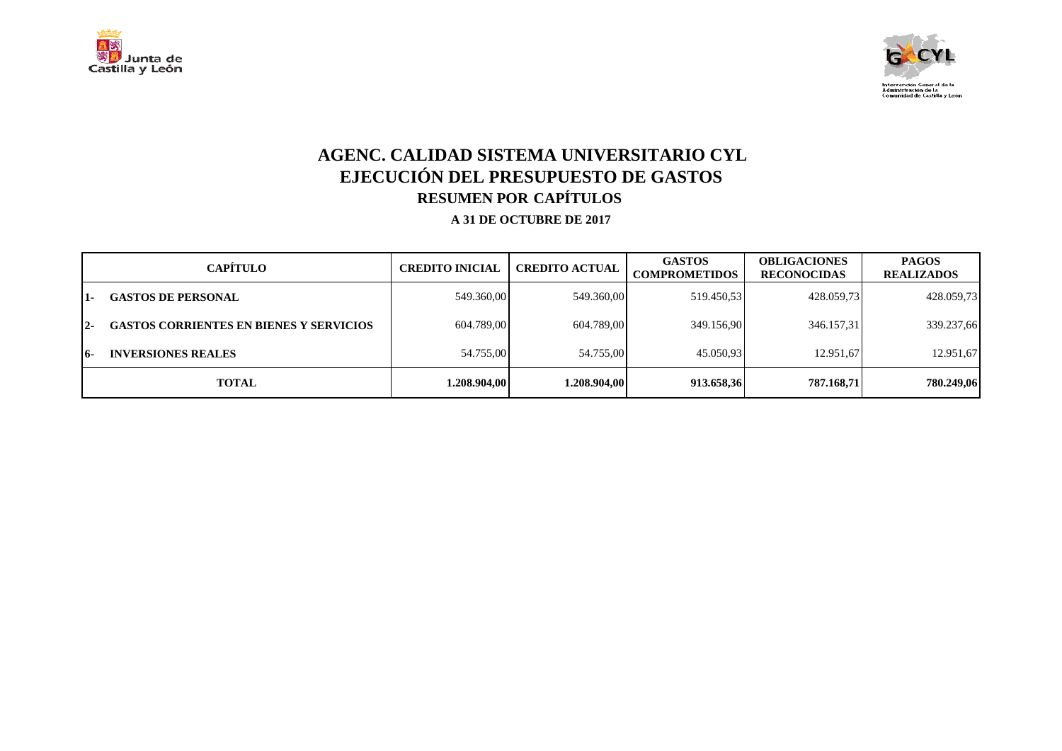# AGENC. CALIDAD SISTEMA UNIVERSITARIO CYL
## EJECUCIÓN DEL PRESUPUESTO DE GASTOS
### RESUMEN POR CAPÍTULOS
#### A 31 DE OCTUBRE DE 2017

| CAPÍTULO | CREDITO INICIAL | CREDITO ACTUAL | GASTOS COMPROMETIDOS | OBLIGACIONES RECONOCIDAS | PAGOS REALIZADOS |
|---|---|---|---|---|---|
| 1- GASTOS DE PERSONAL | 549.360,00 | 549.360,00 | 519.450,53 | 428.059,73 | 428.059,73 |
| 2- GASTOS CORRIENTES EN BIENES Y SERVICIOS | 604.789,00 | 604.789,00 | 349.156,90 | 346.157,31 | 339.237,66 |
| 6- INVERSIONES REALES | 54.755,00 | 54.755,00 | 45.050,93 | 12.951,67 | 12.951,67 |
| **TOTAL** | **1.208.904,00** | **1.208.904,00** | **913.658,36** | **787.168,71** | **780.249,06** |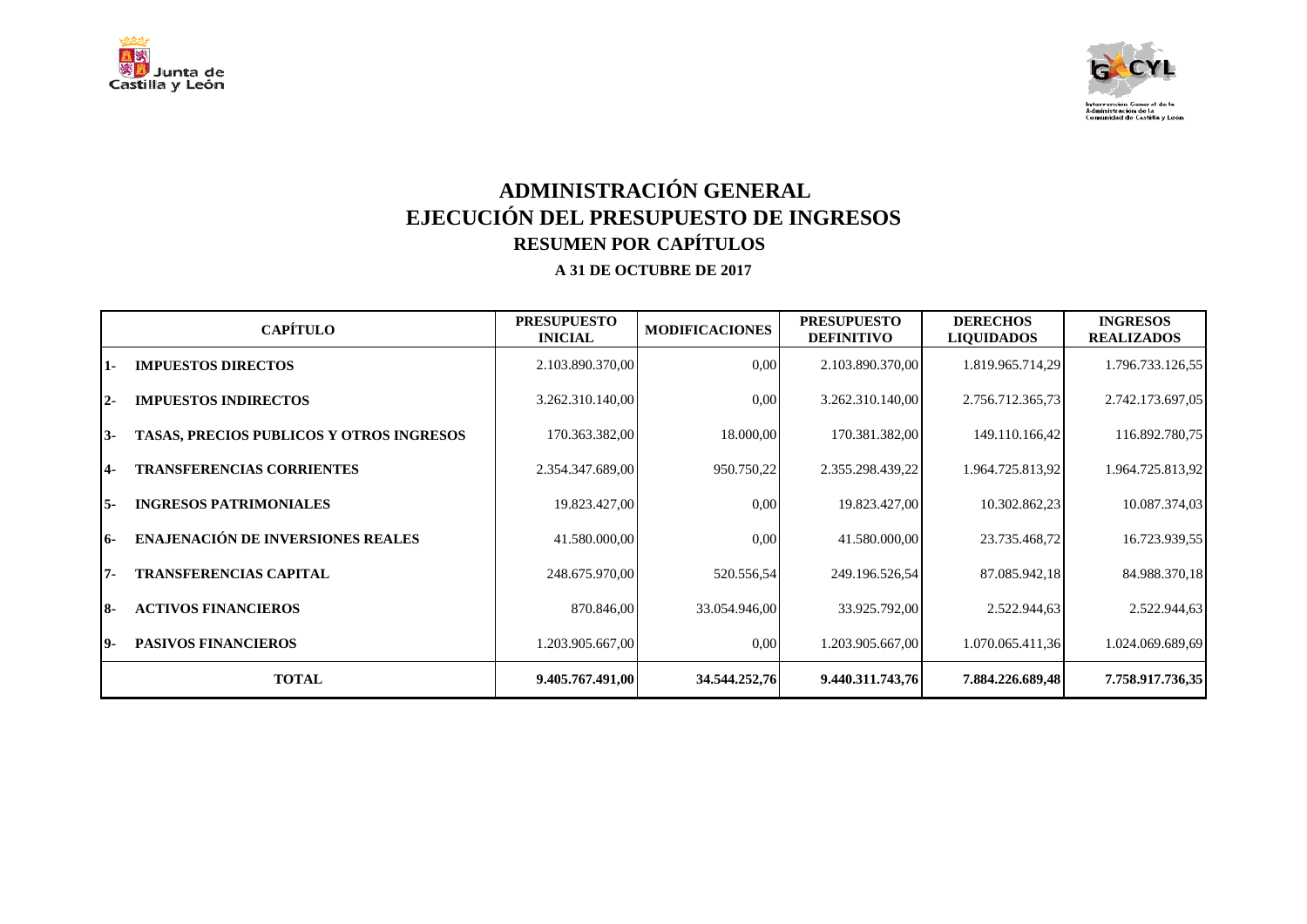# ADMINISTRACIÓN GENERAL
# EJECUCIÓN DEL PRESUPUESTO DE INGRESOS
## RESUMEN POR CAPÍTULOS
### A 31 DE OCTUBRE DE 2017

| CAPÍTULO | | PRESUPUESTO INICIAL | MODIFICACIONES | PRESUPUESTO DEFINITIVO | DERECHOS LIQUIDADOS | INGRESOS REALIZADOS |
|---|---|---|---|---|---|---|
| 1- | IMPUESTOS DIRECTOS | 2.103.890.370,00 | 0,00 | 2.103.890.370,00 | 1.819.965.714,29 | 1.796.733.126,55 |
| 2- | IMPUESTOS INDIRECTOS | 3.262.310.140,00 | 0,00 | 3.262.310.140,00 | 2.756.712.365,73 | 2.742.173.697,05 |
| 3- | TASAS, PRECIOS PUBLICOS Y OTROS INGRESOS | 170.363.382,00 | 18.000,00 | 170.381.382,00 | 149.110.166,42 | 116.892.780,75 |
| 4- | TRANSFERENCIAS CORRIENTES | 2.354.347.689,00 | 950.750,22 | 2.355.298.439,22 | 1.964.725.813,92 | 1.964.725.813,92 |
| 5- | INGRESOS PATRIMONIALES | 19.823.427,00 | 0,00 | 19.823.427,00 | 10.302.862,23 | 10.087.374,03 |
| 6- | ENAJENACIÓN DE INVERSIONES REALES | 41.580.000,00 | 0,00 | 41.580.000,00 | 23.735.468,72 | 16.723.939,55 |
| 7- | TRANSFERENCIAS CAPITAL | 248.675.970,00 | 520.556,54 | 249.196.526,54 | 87.085.942,18 | 84.988.370,18 |
| 8- | ACTIVOS FINANCIEROS | 870.846,00 | 33.054.946,00 | 33.925.792,00 | 2.522.944,63 | 2.522.944,63 |
| 9- | PASIVOS FINANCIEROS | 1.203.905.667,00 | 0,00 | 1.203.905.667,00 | 1.070.065.411,36 | 1.024.069.689,69 |
| **TOTAL** | | **9.405.767.491,00** | **34.544.252,76** | **9.440.311.743,76** | **7.884.226.689,48** | **7.758.917.736,35** |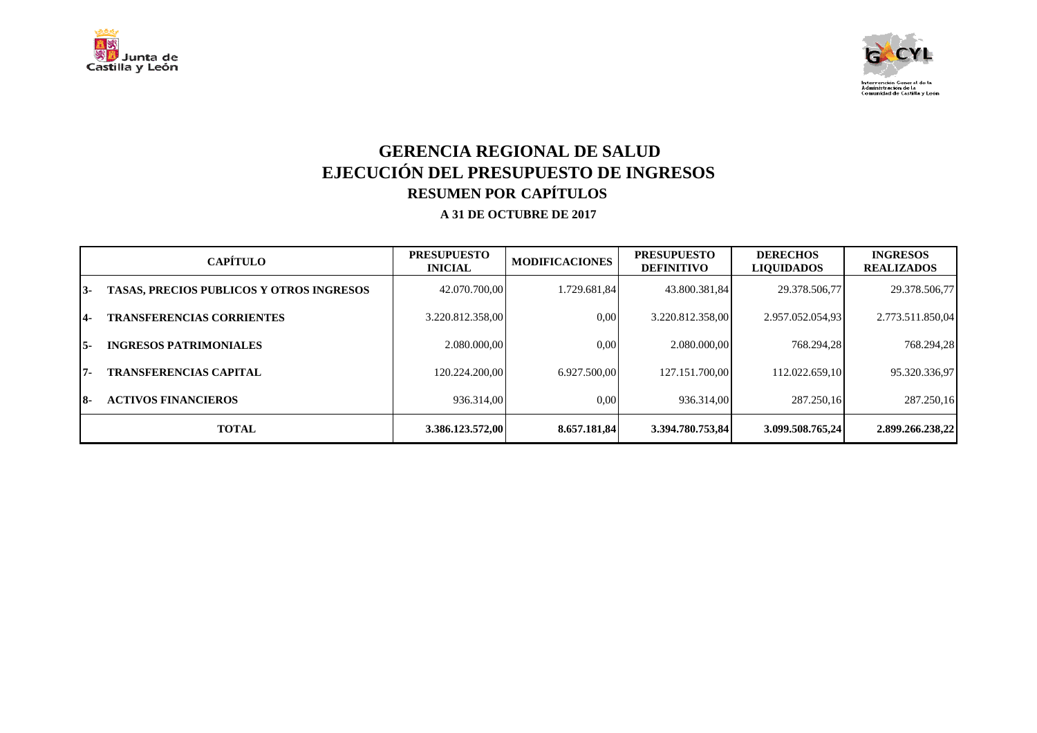# GERENCIA REGIONAL DE SALUD
# EJECUCIÓN DEL PRESUPUESTO DE INGRESOS
## RESUMEN POR CAPÍTULOS
### A 31 DE OCTUBRE DE 2017

| CAPÍTULO | | PRESUPUESTO INICIAL | MODIFICACIONES | PRESUPUESTO DEFINITIVO | DERECHOS LIQUIDADOS | INGRESOS REALIZADOS |
|---|---|---|---|---|---|---|
| 3- | TASAS, PRECIOS PUBLICOS Y OTROS INGRESOS | 42.070.700,00 | 1.729.681,84 | 43.800.381,84 | 29.378.506,77 | 29.378.506,77 |
| 4- | TRANSFERENCIAS CORRIENTES | 3.220.812.358,00 | 0,00 | 3.220.812.358,00 | 2.957.052.054,93 | 2.773.511.850,04 |
| 5- | INGRESOS PATRIMONIALES | 2.080.000,00 | 0,00 | 2.080.000,00 | 768.294,28 | 768.294,28 |
| 7- | TRANSFERENCIAS CAPITAL | 120.224.200,00 | 6.927.500,00 | 127.151.700,00 | 112.022.659,10 | 95.320.336,97 |
| 8- | ACTIVOS FINANCIEROS | 936.314,00 | 0,00 | 936.314,00 | 287.250,16 | 287.250,16 |
| **TOTAL** | | **3.386.123.572,00** | **8.657.181,84** | **3.394.780.753,84** | **3.099.508.765,24** | **2.899.266.238,22** |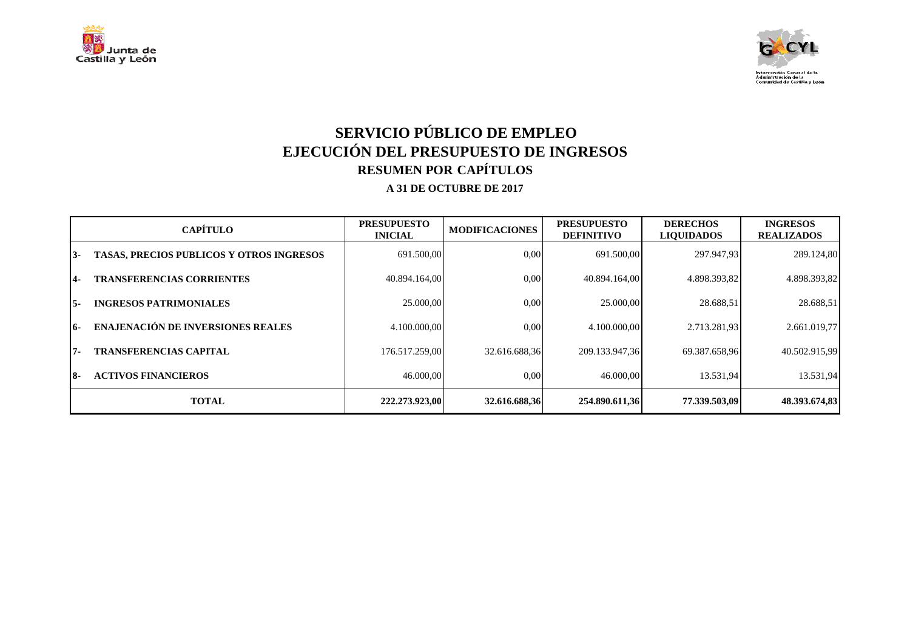# SERVICIO PÚBLICO DE EMPLEO
# EJECUCIÓN DEL PRESUPUESTO DE INGRESOS
## RESUMEN POR CAPÍTULOS
### A 31 DE OCTUBRE DE 2017

| CAPÍTULO | | PRESUPUESTO INICIAL | MODIFICACIONES | PRESUPUESTO DEFINITIVO | DERECHOS LIQUIDADOS | INGRESOS REALIZADOS |
|---|---|---|---|---|---|---|
| 3- | TASAS, PRECIOS PUBLICOS Y OTROS INGRESOS | 691.500,00 | 0,00 | 691.500,00 | 297.947,93 | 289.124,80 |
| 4- | TRANSFERENCIAS CORRIENTES | 40.894.164,00 | 0,00 | 40.894.164,00 | 4.898.393,82 | 4.898.393,82 |
| 5- | INGRESOS PATRIMONIALES | 25.000,00 | 0,00 | 25.000,00 | 28.688,51 | 28.688,51 |
| 6- | ENAJENACIÓN DE INVERSIONES REALES | 4.100.000,00 | 0,00 | 4.100.000,00 | 2.713.281,93 | 2.661.019,77 |
| 7- | TRANSFERENCIAS CAPITAL | 176.517.259,00 | 32.616.688,36 | 209.133.947,36 | 69.387.658,96 | 40.502.915,99 |
| 8- | ACTIVOS FINANCIEROS | 46.000,00 | 0,00 | 46.000,00 | 13.531,94 | 13.531,94 |
| **TOTAL** | | **222.273.923,00** | **32.616.688,36** | **254.890.611,36** | **77.339.503,09** | **48.393.674,83** |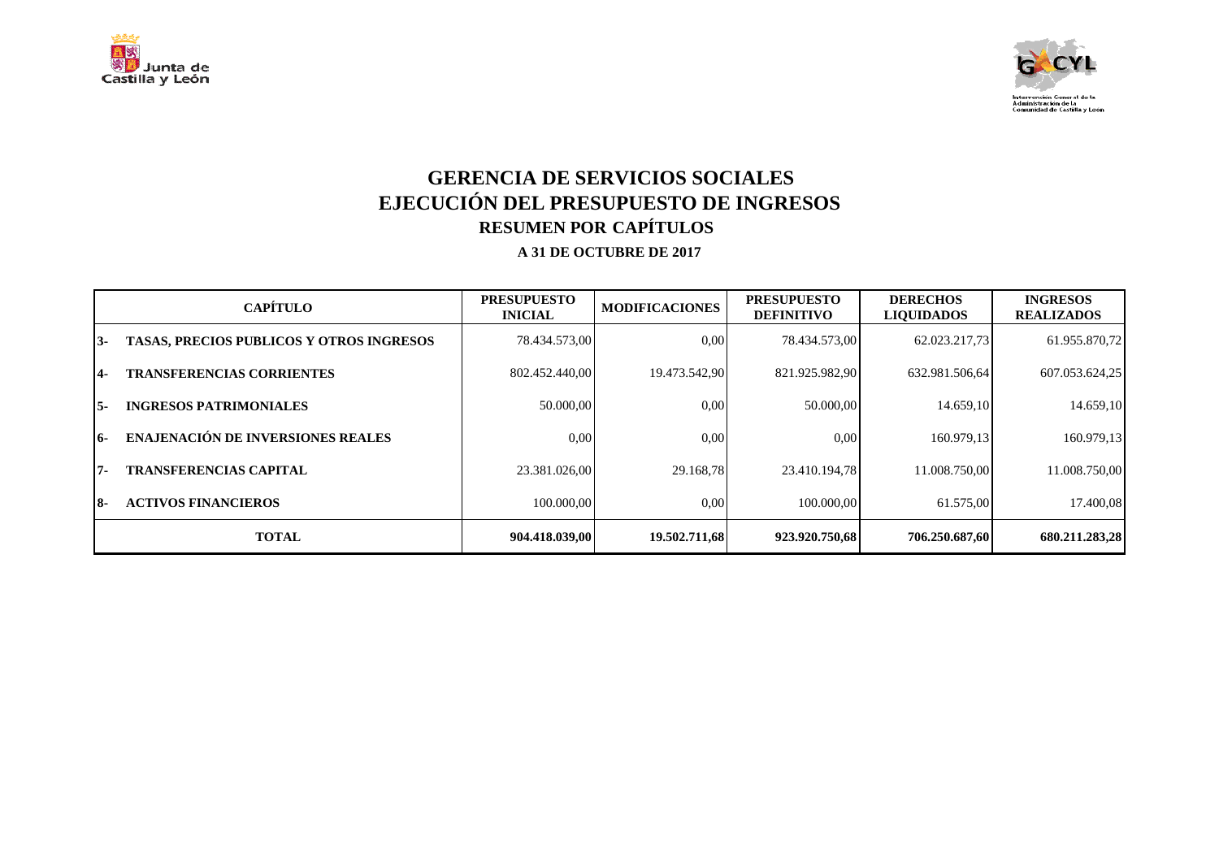# GERENCIA DE SERVICIOS SOCIALES
# EJECUCIÓN DEL PRESUPUESTO DE INGRESOS
## RESUMEN POR CAPÍTULOS
### A 31 DE OCTUBRE DE 2017

| CAPÍTULO | | PRESUPUESTO INICIAL | MODIFICACIONES | PRESUPUESTO DEFINITIVO | DERECHOS LIQUIDADOS | INGRESOS REALIZADOS |
|---|---|---|---|---|---|---|
| 3- | TASAS, PRECIOS PUBLICOS Y OTROS INGRESOS | 78.434.573,00 | 0,00 | 78.434.573,00 | 62.023.217,73 | 61.955.870,72 |
| 4- | TRANSFERENCIAS CORRIENTES | 802.452.440,00 | 19.473.542,90 | 821.925.982,90 | 632.981.506,64 | 607.053.624,25 |
| 5- | INGRESOS PATRIMONIALES | 50.000,00 | 0,00 | 50.000,00 | 14.659,10 | 14.659,10 |
| 6- | ENAJENACIÓN DE INVERSIONES REALES | 0,00 | 0,00 | 0,00 | 160.979,13 | 160.979,13 |
| 7- | TRANSFERENCIAS CAPITAL | 23.381.026,00 | 29.168,78 | 23.410.194,78 | 11.008.750,00 | 11.008.750,00 |
| 8- | ACTIVOS FINANCIEROS | 100.000,00 | 0,00 | 100.000,00 | 61.575,00 | 17.400,08 |
| **TOTAL** | | **904.418.039,00** | **19.502.711,68** | **923.920.750,68** | **706.250.687,60** | **680.211.283,28** |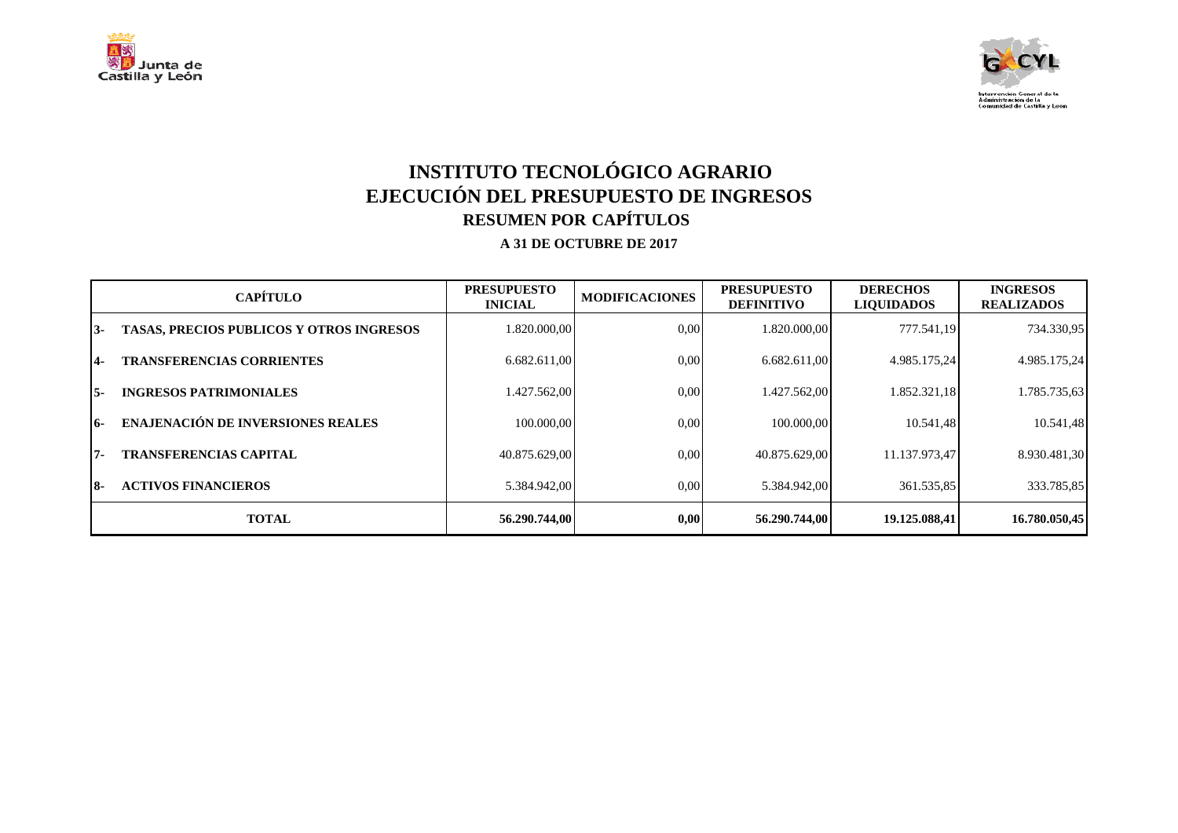# INSTITUTO TECNOLÓGICO AGRARIO

# EJECUCIÓN DEL PRESUPUESTO DE INGRESOS

## RESUMEN POR CAPÍTULOS

### A 31 DE OCTUBRE DE 2017

| CAPÍTULO | | PRESUPUESTO INICIAL | MODIFICACIONES | PRESUPUESTO DEFINITIVO | DERECHOS LIQUIDADOS | INGRESOS REALIZADOS |
|---|---|---|---|---|---|---|
| 3- | TASAS, PRECIOS PUBLICOS Y OTROS INGRESOS | 1.820.000,00 | 0,00 | 1.820.000,00 | 777.541,19 | 734.330,95 |
| 4- | TRANSFERENCIAS CORRIENTES | 6.682.611,00 | 0,00 | 6.682.611,00 | 4.985.175,24 | 4.985.175,24 |
| 5- | INGRESOS PATRIMONIALES | 1.427.562,00 | 0,00 | 1.427.562,00 | 1.852.321,18 | 1.785.735,63 |
| 6- | ENAJENACIÓN DE INVERSIONES REALES | 100.000,00 | 0,00 | 100.000,00 | 10.541,48 | 10.541,48 |
| 7- | TRANSFERENCIAS CAPITAL | 40.875.629,00 | 0,00 | 40.875.629,00 | 11.137.973,47 | 8.930.481,30 |
| 8- | ACTIVOS FINANCIEROS | 5.384.942,00 | 0,00 | 5.384.942,00 | 361.535,85 | 333.785,85 |
| **TOTAL** | | **56.290.744,00** | **0,00** | **56.290.744,00** | **19.125.088,41** | **16.780.050,45** |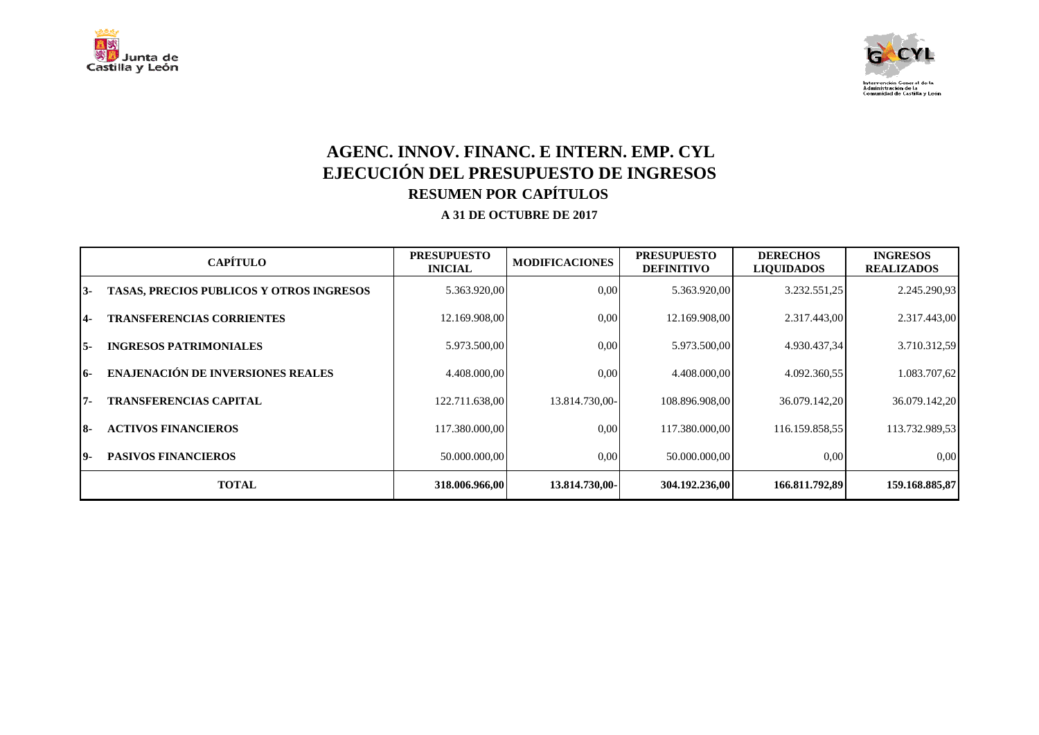# AGENC. INNOV. FINANC. E INTERN. EMP. CYL

## EJECUCIÓN DEL PRESUPUESTO DE INGRESOS

### RESUMEN POR CAPÍTULOS

**A 31 DE OCTUBRE DE 2017**

| CAPÍTULO | | PRESUPUESTO INICIAL | MODIFICACIONES | PRESUPUESTO DEFINITIVO | DERECHOS LIQUIDADOS | INGRESOS REALIZADOS |
|---|---|---|---|---|---|---|
| 3- | TASAS, PRECIOS PUBLICOS Y OTROS INGRESOS | 5.363.920,00 | 0,00 | 5.363.920,00 | 3.232.551,25 | 2.245.290,93 |
| 4- | TRANSFERENCIAS CORRIENTES | 12.169.908,00 | 0,00 | 12.169.908,00 | 2.317.443,00 | 2.317.443,00 |
| 5- | INGRESOS PATRIMONIALES | 5.973.500,00 | 0,00 | 5.973.500,00 | 4.930.437,34 | 3.710.312,59 |
| 6- | ENAJENACIÓN DE INVERSIONES REALES | 4.408.000,00 | 0,00 | 4.408.000,00 | 4.092.360,55 | 1.083.707,62 |
| 7- | TRANSFERENCIAS CAPITAL | 122.711.638,00 | 13.814.730,00- | 108.896.908,00 | 36.079.142,20 | 36.079.142,20 |
| 8- | ACTIVOS FINANCIEROS | 117.380.000,00 | 0,00 | 117.380.000,00 | 116.159.858,55 | 113.732.989,53 |
| 9- | PASIVOS FINANCIEROS | 50.000.000,00 | 0,00 | 50.000.000,00 | 0,00 | 0,00 |
| | **TOTAL** | **318.006.966,00** | **13.814.730,00-** | **304.192.236,00** | **166.811.792,89** | **159.168.885,87** |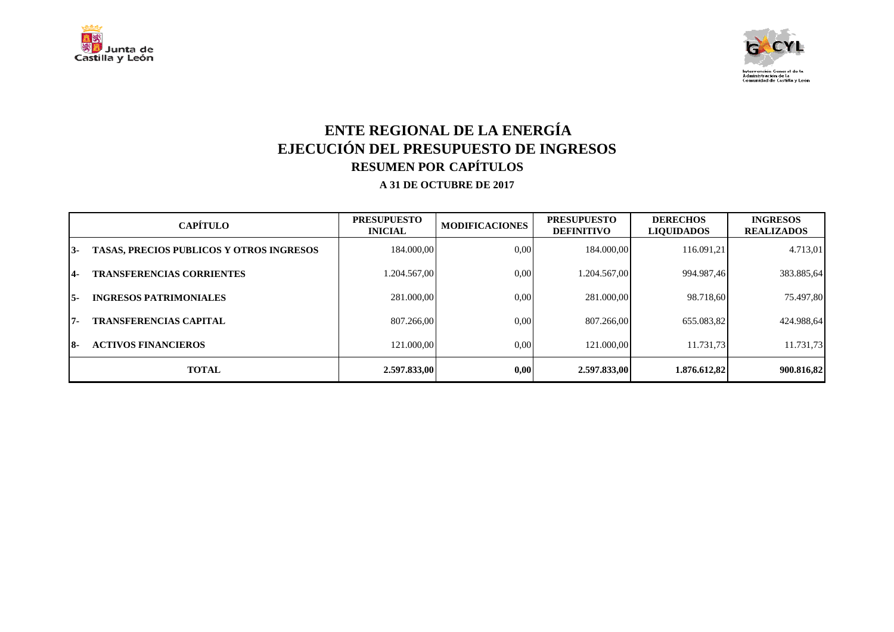# ENTE REGIONAL DE LA ENERGÍA
# EJECUCIÓN DEL PRESUPUESTO DE INGRESOS
## RESUMEN POR CAPÍTULOS
### A 31 DE OCTUBRE DE 2017

| CAPÍTULO | | PRESUPUESTO INICIAL | MODIFICACIONES | PRESUPUESTO DEFINITIVO | DERECHOS LIQUIDADOS | INGRESOS REALIZADOS |
|---|---|---|---|---|---|---|
| 3- | TASAS, PRECIOS PUBLICOS Y OTROS INGRESOS | 184.000,00 | 0,00 | 184.000,00 | 116.091,21 | 4.713,01 |
| 4- | TRANSFERENCIAS CORRIENTES | 1.204.567,00 | 0,00 | 1.204.567,00 | 994.987,46 | 383.885,64 |
| 5- | INGRESOS PATRIMONIALES | 281.000,00 | 0,00 | 281.000,00 | 98.718,60 | 75.497,80 |
| 7- | TRANSFERENCIAS CAPITAL | 807.266,00 | 0,00 | 807.266,00 | 655.083,82 | 424.988,64 |
| 8- | ACTIVOS FINANCIEROS | 121.000,00 | 0,00 | 121.000,00 | 11.731,73 | 11.731,73 |
| **TOTAL** | | **2.597.833,00** | **0,00** | **2.597.833,00** | **1.876.612,82** | **900.816,82** |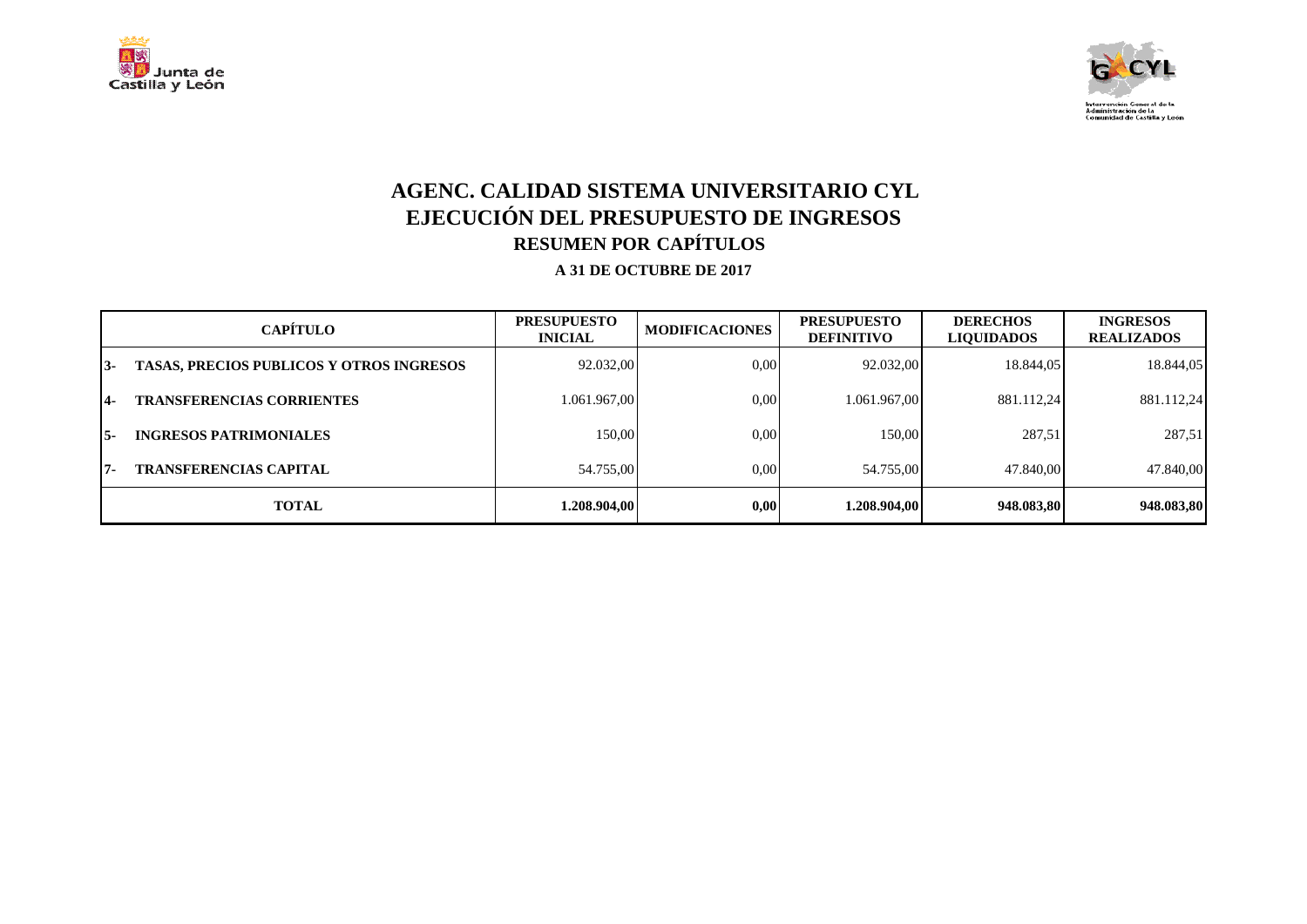# AGENC. CALIDAD SISTEMA UNIVERSITARIO CYL
# EJECUCIÓN DEL PRESUPUESTO DE INGRESOS
## RESUMEN POR CAPÍTULOS
### A 31 DE OCTUBRE DE 2017

| CAPÍTULO | | PRESUPUESTO INICIAL | MODIFICACIONES | PRESUPUESTO DEFINITIVO | DERECHOS LIQUIDADOS | INGRESOS REALIZADOS |
|---|---|---|---|---|---|---|
| 3- | TASAS, PRECIOS PUBLICOS Y OTROS INGRESOS | 92.032,00 | 0,00 | 92.032,00 | 18.844,05 | 18.844,05 |
| 4- | TRANSFERENCIAS CORRIENTES | 1.061.967,00 | 0,00 | 1.061.967,00 | 881.112,24 | 881.112,24 |
| 5- | INGRESOS PATRIMONIALES | 150,00 | 0,00 | 150,00 | 287,51 | 287,51 |
| 7- | TRANSFERENCIAS CAPITAL | 54.755,00 | 0,00 | 54.755,00 | 47.840,00 | 47.840,00 |
| **TOTAL** | | **1.208.904,00** | **0,00** | **1.208.904,00** | **948.083,80** | **948.083,80** |